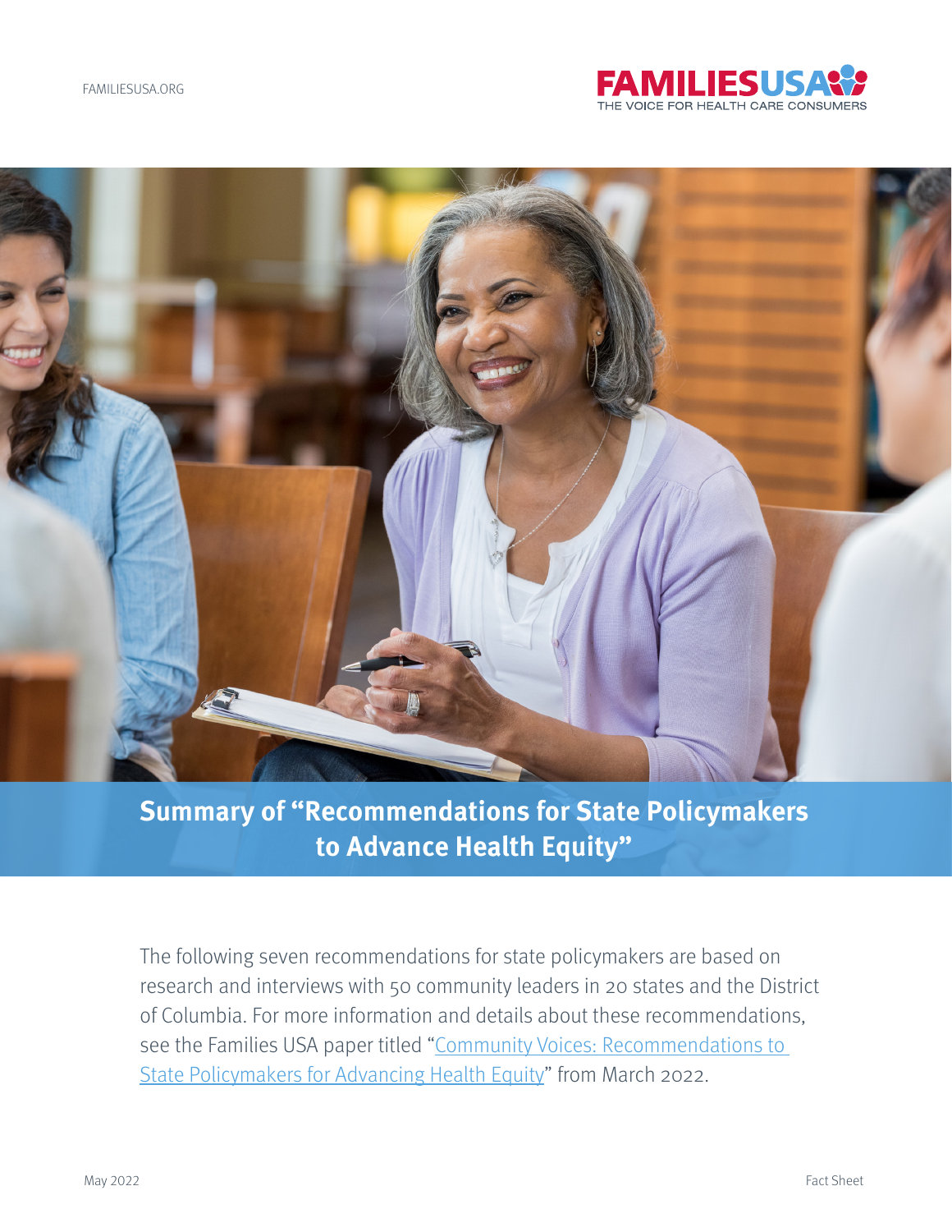FAMILIESUSA.ORG

FAMILIESUSA
THE VOICE FOR HEALTH CARE CONSUMERS

# Summary of "Recommendations for State Policymakers to Advance Health Equity"

The following seven recommendations for state policymakers are based on research and interviews with 50 community leaders in 20 states and the District of Columbia. For more information and details about these recommendations, see the Families USA paper titled "Community Voices: Recommendations to State Policymakers for Advancing Health Equity" from March 2022.

May 2022

Fact Sheet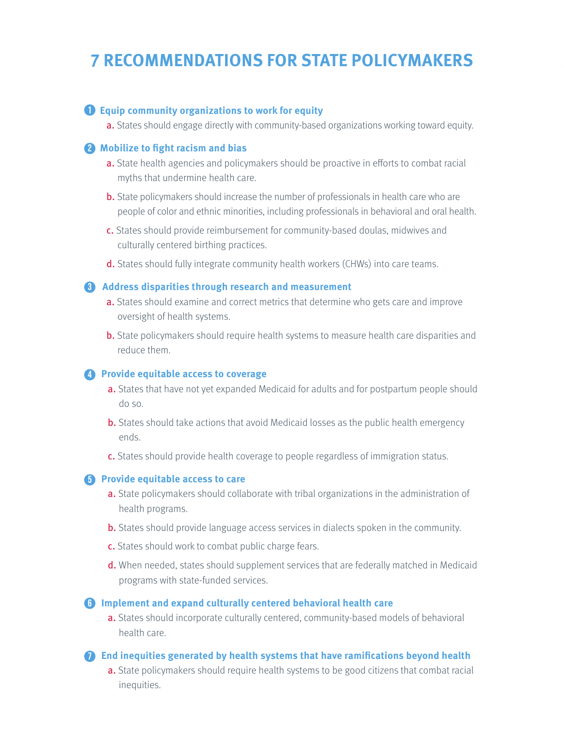# 7 RECOMMENDATIONS FOR STATE POLICYMAKERS

1. **Equip community organizations to work for equity**
   - a. States should engage directly with community-based organizations working toward equity.

2. **Mobilize to fight racism and bias**
   - a. State health agencies and policymakers should be proactive in efforts to combat racial myths that undermine health care.
   - b. State policymakers should increase the number of professionals in health care who are people of color and ethnic minorities, including professionals in behavioral and oral health.
   - c. States should provide reimbursement for community-based doulas, midwives and culturally centered birthing practices.
   - d. States should fully integrate community health workers (CHWs) into care teams.

3. **Address disparities through research and measurement**
   - a. States should examine and correct metrics that determine who gets care and improve oversight of health systems.
   - b. State policymakers should require health systems to measure health care disparities and reduce them.

4. **Provide equitable access to coverage**
   - a. States that have not yet expanded Medicaid for adults and for postpartum people should do so.
   - b. States should take actions that avoid Medicaid losses as the public health emergency ends.
   - c. States should provide health coverage to people regardless of immigration status.

5. **Provide equitable access to care**
   - a. State policymakers should collaborate with tribal organizations in the administration of health programs.
   - b. States should provide language access services in dialects spoken in the community.
   - c. States should work to combat public charge fears.
   - d. When needed, states should supplement services that are federally matched in Medicaid programs with state-funded services.

6. **Implement and expand culturally centered behavioral health care**
   - a. States should incorporate culturally centered, community-based models of behavioral health care.

7. **End inequities generated by health systems that have ramifications beyond health**
   - a. State policymakers should require health systems to be good citizens that combat racial inequities.